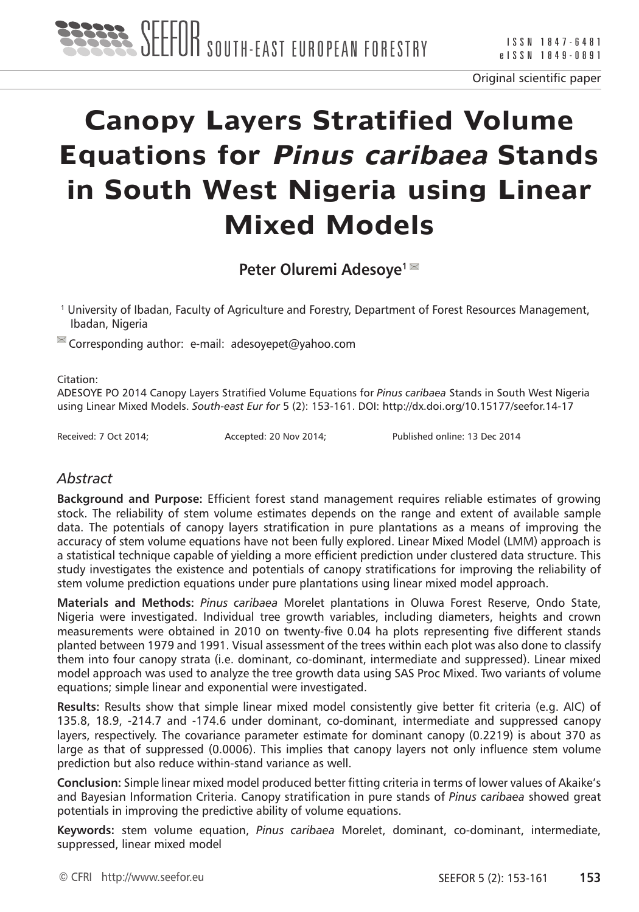Original scientific paper

# Canopy Layers Stratified Volume Equations for *Pinus caribaea* Stands in South West Nigeria using Linear Mixed Models

**Peter Oluremi Adesoye**[1]

[1] University of Ibadan, Faculty of Agriculture and Forestry, Department of Forest Resources Management, Ibadan, Nigeria

Corresponding author: e-mail: adesoyepet@yahoo.com

Citation:
ADESOYE PO 2014 Canopy Layers Stratified Volume Equations for *Pinus caribaea* Stands in South West Nigeria using Linear Mixed Models. *South-east Eur for* 5 (2): 153-161. DOI: http://dx.doi.org/10.15177/seefor.14-17

Received: 7 Oct 2014; Accepted: 20 Nov 2014; Published online: 13 Dec 2014

## *Abstract*

**Background and Purpose:** Efficient forest stand management requires reliable estimates of growing stock. The reliability of stem volume estimates depends on the range and extent of available sample data. The potentials of canopy layers stratification in pure plantations as a means of improving the accuracy of stem volume equations have not been fully explored. Linear Mixed Model (LMM) approach is a statistical technique capable of yielding a more efficient prediction under clustered data structure. This study investigates the existence and potentials of canopy stratifications for improving the reliability of stem volume prediction equations under pure plantations using linear mixed model approach.

**Materials and Methods:** *Pinus caribaea* Morelet plantations in Oluwa Forest Reserve, Ondo State, Nigeria were investigated. Individual tree growth variables, including diameters, heights and crown measurements were obtained in 2010 on twenty-five 0.04 ha plots representing five different stands planted between 1979 and 1991. Visual assessment of the trees within each plot was also done to classify them into four canopy strata (i.e. dominant, co-dominant, intermediate and suppressed). Linear mixed model approach was used to analyze the tree growth data using SAS Proc Mixed. Two variants of volume equations; simple linear and exponential were investigated.

**Results:** Results show that simple linear mixed model consistently give better fit criteria (e.g. AIC) of 135.8, 18.9, -214.7 and -174.6 under dominant, co-dominant, intermediate and suppressed canopy layers, respectively. The covariance parameter estimate for dominant canopy (0.2219) is about 370 as large as that of suppressed (0.0006). This implies that canopy layers not only influence stem volume prediction but also reduce within-stand variance as well.

**Conclusion:** Simple linear mixed model produced better fitting criteria in terms of lower values of Akaike's and Bayesian Information Criteria. Canopy stratification in pure stands of *Pinus caribaea* showed great potentials in improving the predictive ability of volume equations.

**Keywords:** stem volume equation, *Pinus caribaea* Morelet, dominant, co-dominant, intermediate, suppressed, linear mixed model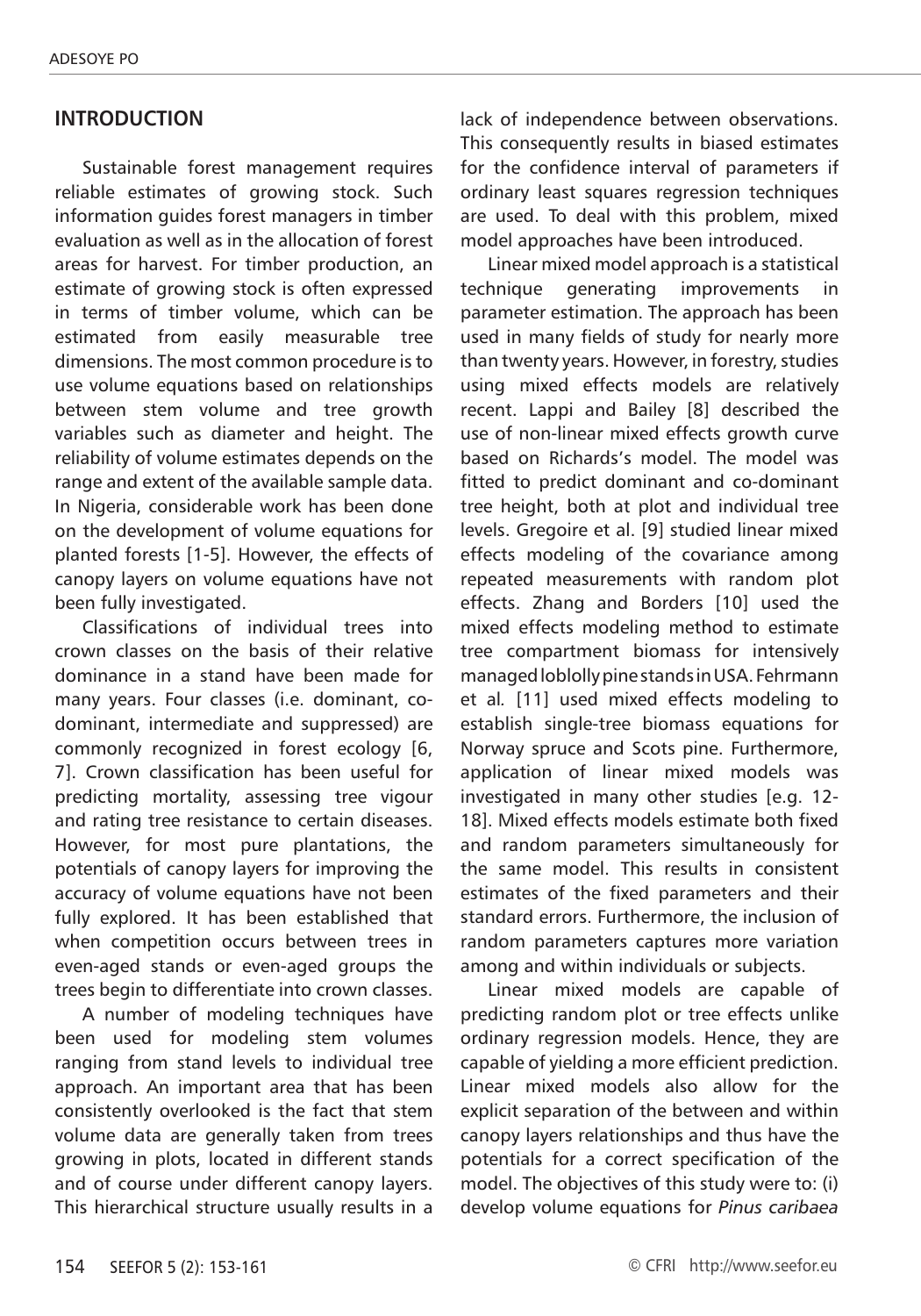## INTRODUCTION

Sustainable forest management requires reliable estimates of growing stock. Such information guides forest managers in timber evaluation as well as in the allocation of forest areas for harvest. For timber production, an estimate of growing stock is often expressed in terms of timber volume, which can be estimated from easily measurable tree dimensions. The most common procedure is to use volume equations based on relationships between stem volume and tree growth variables such as diameter and height. The reliability of volume estimates depends on the range and extent of the available sample data. In Nigeria, considerable work has been done on the development of volume equations for planted forests [1-5]. However, the effects of canopy layers on volume equations have not been fully investigated.

Classifications of individual trees into crown classes on the basis of their relative dominance in a stand have been made for many years. Four classes (i.e. dominant, co-dominant, intermediate and suppressed) are commonly recognized in forest ecology [6, 7]. Crown classification has been useful for predicting mortality, assessing tree vigour and rating tree resistance to certain diseases. However, for most pure plantations, the potentials of canopy layers for improving the accuracy of volume equations have not been fully explored. It has been established that when competition occurs between trees in even-aged stands or even-aged groups the trees begin to differentiate into crown classes.

A number of modeling techniques have been used for modeling stem volumes ranging from stand levels to individual tree approach. An important area that has been consistently overlooked is the fact that stem volume data are generally taken from trees growing in plots, located in different stands and of course under different canopy layers. This hierarchical structure usually results in a lack of independence between observations. This consequently results in biased estimates for the confidence interval of parameters if ordinary least squares regression techniques are used. To deal with this problem, mixed model approaches have been introduced.

Linear mixed model approach is a statistical technique generating improvements in parameter estimation. The approach has been used in many fields of study for nearly more than twenty years. However, in forestry, studies using mixed effects models are relatively recent. Lappi and Bailey [8] described the use of non-linear mixed effects growth curve based on Richards's model. The model was fitted to predict dominant and co-dominant tree height, both at plot and individual tree levels. Gregoire et al. [9] studied linear mixed effects modeling of the covariance among repeated measurements with random plot effects. Zhang and Borders [10] used the mixed effects modeling method to estimate tree compartment biomass for intensively managed loblolly pine stands in USA. Fehrmann et al. [11] used mixed effects modeling to establish single-tree biomass equations for Norway spruce and Scots pine. Furthermore, application of linear mixed models was investigated in many other studies [e.g. 12-18]. Mixed effects models estimate both fixed and random parameters simultaneously for the same model. This results in consistent estimates of the fixed parameters and their standard errors. Furthermore, the inclusion of random parameters captures more variation among and within individuals or subjects.

Linear mixed models are capable of predicting random plot or tree effects unlike ordinary regression models. Hence, they are capable of yielding a more efficient prediction. Linear mixed models also allow for the explicit separation of the between and within canopy layers relationships and thus have the potentials for a correct specification of the model. The objectives of this study were to: (i) develop volume equations for *Pinus caribaea*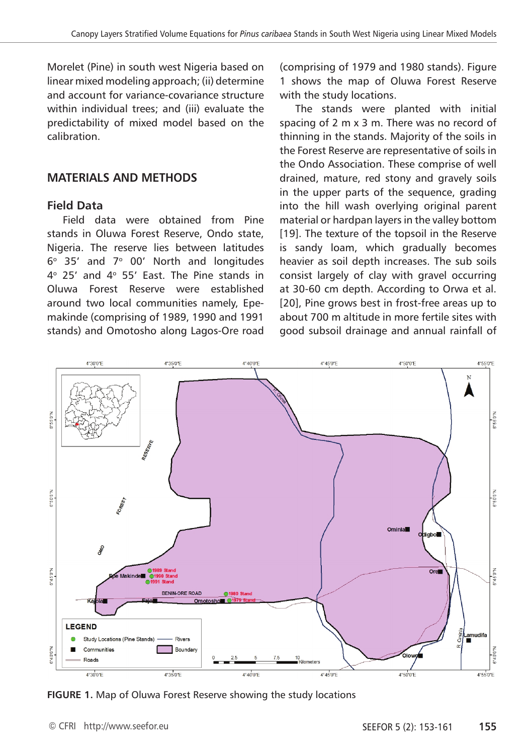Morelet (Pine) in south west Nigeria based on linear mixed modeling approach; (ii) determine and account for variance-covariance structure within individual trees; and (iii) evaluate the predictability of mixed model based on the calibration.

## MATERIALS AND METHODS

### Field Data

Field data were obtained from Pine stands in Oluwa Forest Reserve, Ondo state, Nigeria. The reserve lies between latitudes 6° 35′ and 7° 00′ North and longitudes 4° 25′ and 4° 55′ East. The Pine stands in Oluwa Forest Reserve were established around two local communities namely, Epe-makinde (comprising of 1989, 1990 and 1991 stands) and Omotosho along Lagos-Ore road (comprising of 1979 and 1980 stands). Figure 1 shows the map of Oluwa Forest Reserve with the study locations.

The stands were planted with initial spacing of 2 m x 3 m. There was no record of thinning in the stands. Majority of the soils in the Forest Reserve are representative of soils in the Ondo Association. These comprise of well drained, mature, red stony and gravely soils in the upper parts of the sequence, grading into the hill wash overlying original parent material or hardpan layers in the valley bottom [19]. The texture of the topsoil in the Reserve is sandy loam, which gradually becomes heavier as soil depth increases. The sub soils consist largely of clay with gravel occurring at 30-60 cm depth. According to Orwa et al. [20], Pine grows best in frost-free areas up to about 700 m altitude in more fertile sites with good subsoil drainage and annual rainfall of

**FIGURE 1.** Map of Oluwa Forest Reserve showing the study locations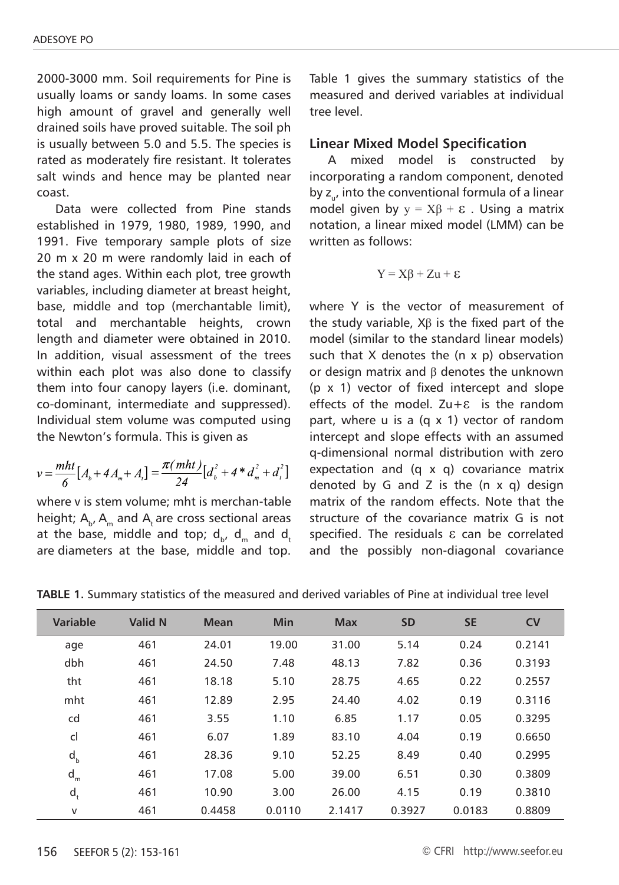2000-3000 mm. Soil requirements for Pine is usually loams or sandy loams. In some cases high amount of gravel and generally well drained soils have proved suitable. The soil ph is usually between 5.0 and 5.5. The species is rated as moderately fire resistant. It tolerates salt winds and hence may be planted near coast.

Data were collected from Pine stands established in 1979, 1980, 1989, 1990, and 1991. Five temporary sample plots of size 20 m x 20 m were randomly laid in each of the stand ages. Within each plot, tree growth variables, including diameter at breast height, base, middle and top (merchantable limit), total and merchantable heights, crown length and diameter were obtained in 2010. In addition, visual assessment of the trees within each plot was also done to classify them into four canopy layers (i.e. dominant, co-dominant, intermediate and suppressed). Individual stem volume was computed using the Newton's formula. This is given as

$$v = \frac{mht}{6}\left[A_b + 4A_m + A_t\right] = \frac{\pi(mht)}{24}\left[d_b^2 + 4 * d_m^2 + d_t^2\right]$$

where v is stem volume; mht is merchan-table height; $A_b$, $A_m$ and $A_t$ are cross sectional areas at the base, middle and top; $d_b$, $d_m$ and $d_t$ are diameters at the base, middle and top. Table 1 gives the summary statistics of the measured and derived variables at individual tree level.

## Linear Mixed Model Specification

A mixed model is constructed by incorporating a random component, denoted by $z_u$, into the conventional formula of a linear model given by $y = X\beta + \varepsilon$. Using a matrix notation, a linear mixed model (LMM) can be written as follows:

$$Y = X\beta + Zu + \varepsilon$$

where Y is the vector of measurement of the study variable, $X\beta$ is the fixed part of the model (similar to the standard linear models) such that X denotes the (n x p) observation or design matrix and $\beta$ denotes the unknown (p x 1) vector of fixed intercept and slope effects of the model. $Zu+\varepsilon$ is the random part, where u is a (q x 1) vector of random intercept and slope effects with an assumed q-dimensional normal distribution with zero expectation and (q x q) covariance matrix denoted by G and Z is the (n x q) design matrix of the random effects. Note that the structure of the covariance matrix G is not specified. The residuals $\varepsilon$ can be correlated and the possibly non-diagonal covariance

**TABLE 1.** Summary statistics of the measured and derived variables of Pine at individual tree level

| Variable | Valid N | Mean | Min | Max | SD | SE | CV |
|---|---|---|---|---|---|---|---|
| age | 461 | 24.01 | 19.00 | 31.00 | 5.14 | 0.24 | 0.2141 |
| dbh | 461 | 24.50 | 7.48 | 48.13 | 7.82 | 0.36 | 0.3193 |
| tht | 461 | 18.18 | 5.10 | 28.75 | 4.65 | 0.22 | 0.2557 |
| mht | 461 | 12.89 | 2.95 | 24.40 | 4.02 | 0.19 | 0.3116 |
| cd | 461 | 3.55 | 1.10 | 6.85 | 1.17 | 0.05 | 0.3295 |
| cl | 461 | 6.07 | 1.89 | 83.10 | 4.04 | 0.19 | 0.6650 |
| $d_b$ | 461 | 28.36 | 9.10 | 52.25 | 8.49 | 0.40 | 0.2995 |
| $d_m$ | 461 | 17.08 | 5.00 | 39.00 | 6.51 | 0.30 | 0.3809 |
| $d_t$ | 461 | 10.90 | 3.00 | 26.00 | 4.15 | 0.19 | 0.3810 |
| v | 461 | 0.4458 | 0.0110 | 2.1417 | 0.3927 | 0.0183 | 0.8809 |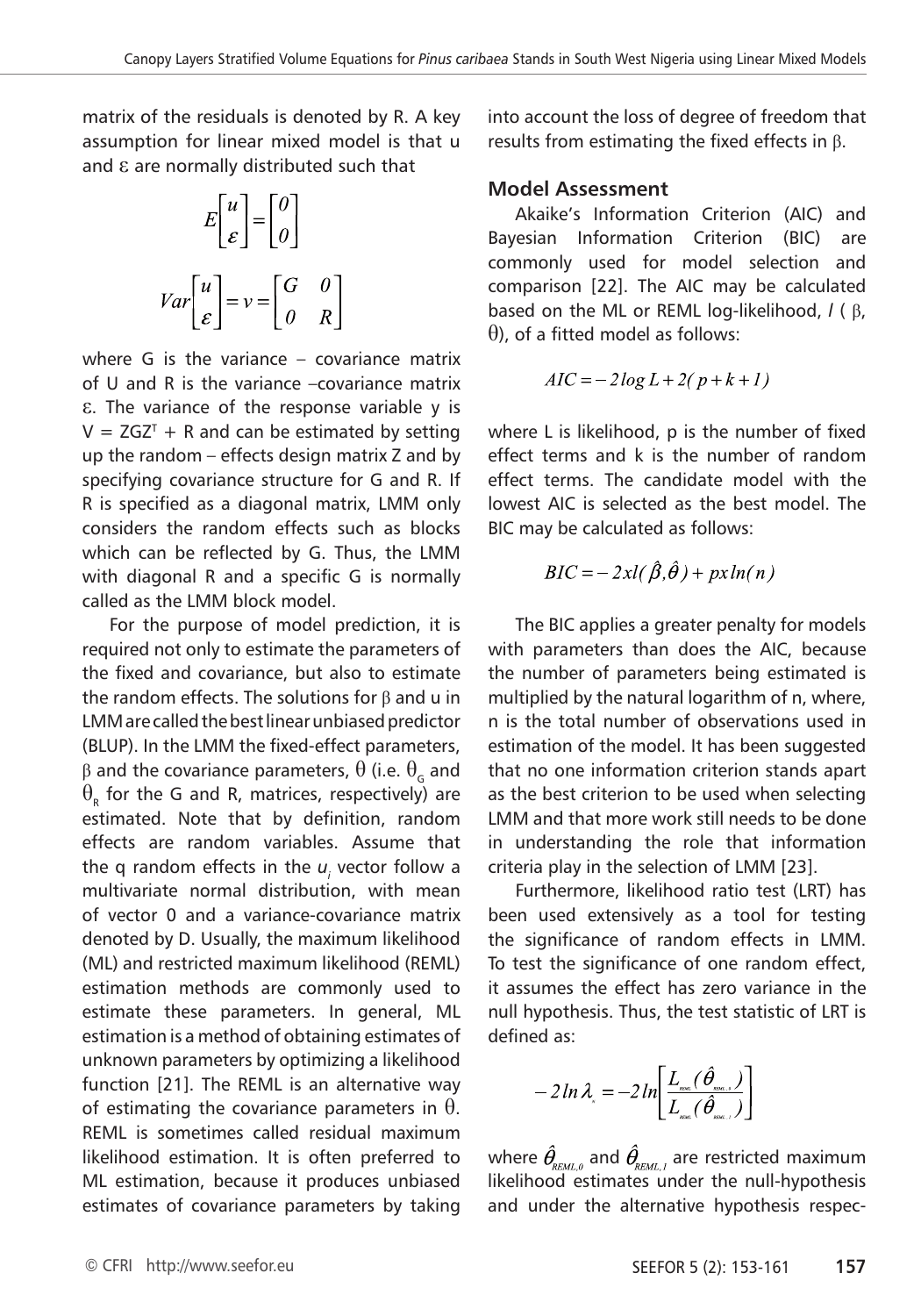matrix of the residuals is denoted by R. A key assumption for linear mixed model is that u and ε are normally distributed such that

$$E\begin{bmatrix} u \\ \varepsilon \end{bmatrix} = \begin{bmatrix} 0 \\ 0 \end{bmatrix}$$

$$Var\begin{bmatrix} u \\ \varepsilon \end{bmatrix} = v = \begin{bmatrix} G & 0 \\ 0 & R \end{bmatrix}$$

where G is the variance – covariance matrix of U and R is the variance –covariance matrix ε. The variance of the response variable y is $V = ZGZ^T + R$ and can be estimated by setting up the random – effects design matrix Z and by specifying covariance structure for G and R. If R is specified as a diagonal matrix, LMM only considers the random effects such as blocks which can be reflected by G. Thus, the LMM with diagonal R and a specific G is normally called as the LMM block model.

For the purpose of model prediction, it is required not only to estimate the parameters of the fixed and covariance, but also to estimate the random effects. The solutions for β and u in LMM are called the best linear unbiased predictor (BLUP). In the LMM the fixed-effect parameters, β and the covariance parameters, θ (i.e. $\theta_G$ and $\theta_R$ for the G and R, matrices, respectively) are estimated. Note that by definition, random effects are random variables. Assume that the q random effects in the $u_i$ vector follow a multivariate normal distribution, with mean of vector 0 and a variance-covariance matrix denoted by D. Usually, the maximum likelihood (ML) and restricted maximum likelihood (REML) estimation methods are commonly used to estimate these parameters. In general, ML estimation is a method of obtaining estimates of unknown parameters by optimizing a likelihood function [21]. The REML is an alternative way of estimating the covariance parameters in θ. REML is sometimes called residual maximum likelihood estimation. It is often preferred to ML estimation, because it produces unbiased estimates of covariance parameters by taking into account the loss of degree of freedom that results from estimating the fixed effects in β.

### Model Assessment

Akaike's Information Criterion (AIC) and Bayesian Information Criterion (BIC) are commonly used for model selection and comparison [22]. The AIC may be calculated based on the ML or REML log-likelihood, $l$ ( β, θ), of a fitted model as follows:

$$AIC = -2 \log L + 2(p + k + 1)$$

where L is likelihood, p is the number of fixed effect terms and k is the number of random effect terms. The candidate model with the lowest AIC is selected as the best model. The BIC may be calculated as follows:

$$BIC = -2xl(\hat{\beta}, \hat{\theta}) + px\ln(n)$$

The BIC applies a greater penalty for models with parameters than does the AIC, because the number of parameters being estimated is multiplied by the natural logarithm of n, where, n is the total number of observations used in estimation of the model. It has been suggested that no one information criterion stands apart as the best criterion to be used when selecting LMM and that more work still needs to be done in understanding the role that information criteria play in the selection of LMM [23].

Furthermore, likelihood ratio test (LRT) has been used extensively as a tool for testing the significance of random effects in LMM. To test the significance of one random effect, it assumes the effect has zero variance in the null hypothesis. Thus, the test statistic of LRT is defined as:

$$-2\ln\lambda_n = -2\ln\left[\frac{L_{REML}(\hat{\theta}_{REML,0})}{L_{REML}(\hat{\theta}_{REML,1})}\right]$$

where $\hat{\theta}_{REML,0}$ and $\hat{\theta}_{REML,1}$ are restricted maximum likelihood estimates under the null-hypothesis and under the alternative hypothesis respec-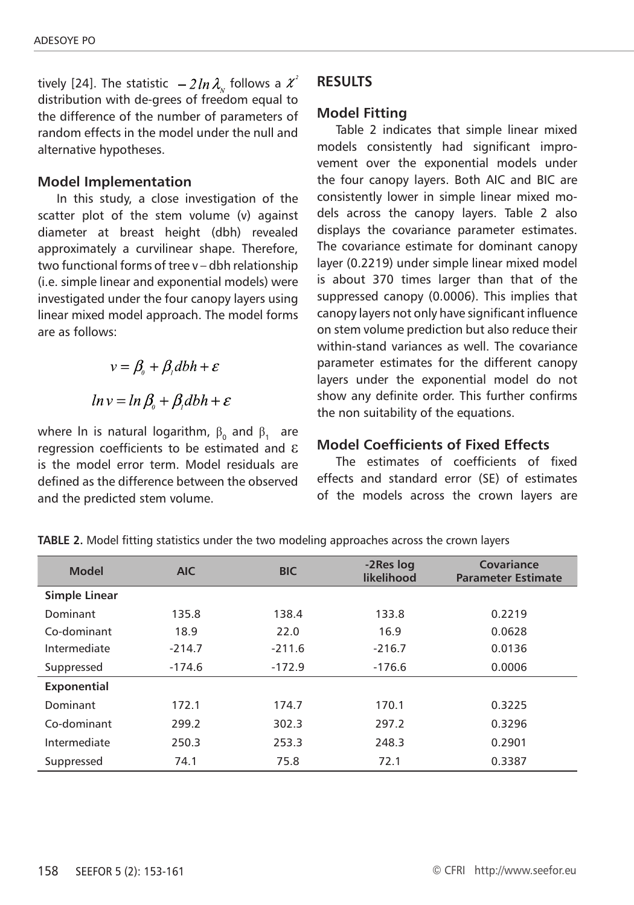tively [24]. The statistic $-2 ln \lambda_N$ follows a $\chi^2$ distribution with de-grees of freedom equal to the difference of the number of parameters of random effects in the model under the null and alternative hypotheses.

### Model Implementation

In this study, a close investigation of the scatter plot of the stem volume (v) against diameter at breast height (dbh) revealed approximately a curvilinear shape. Therefore, two functional forms of tree v – dbh relationship (i.e. simple linear and exponential models) were investigated under the four canopy layers using linear mixed model approach. The model forms are as follows:

$$v = \beta_0 + \beta_1 dbh + \varepsilon$$

$$ln v = ln \beta_0 + \beta_1 dbh + \varepsilon$$

where ln is natural logarithm, $\beta_0$ and $\beta_1$ are regression coefficients to be estimated and $\varepsilon$ is the model error term. Model residuals are defined as the difference between the observed and the predicted stem volume.

## RESULTS

### Model Fitting

Table 2 indicates that simple linear mixed models consistently had significant improvement over the exponential models under the four canopy layers. Both AIC and BIC are consistently lower in simple linear mixed models across the canopy layers. Table 2 also displays the covariance parameter estimates. The covariance estimate for dominant canopy layer (0.2219) under simple linear mixed model is about 370 times larger than that of the suppressed canopy (0.0006). This implies that canopy layers not only have significant influence on stem volume prediction but also reduce their within-stand variances as well. The covariance parameter estimates for the different canopy layers under the exponential model do not show any definite order. This further confirms the non suitability of the equations.

### Model Coefficients of Fixed Effects

The estimates of coefficients of fixed effects and standard error (SE) of estimates of the models across the crown layers are

**TABLE 2.** Model fitting statistics under the two modeling approaches across the crown layers

| Model | AIC | BIC | -2Res log likelihood | Covariance Parameter Estimate |
|---|---|---|---|---|
| **Simple Linear** | | | | |
| Dominant | 135.8 | 138.4 | 133.8 | 0.2219 |
| Co-dominant | 18.9 | 22.0 | 16.9 | 0.0628 |
| Intermediate | -214.7 | -211.6 | -216.7 | 0.0136 |
| Suppressed | -174.6 | -172.9 | -176.6 | 0.0006 |
| **Exponential** | | | | |
| Dominant | 172.1 | 174.7 | 170.1 | 0.3225 |
| Co-dominant | 299.2 | 302.3 | 297.2 | 0.3296 |
| Intermediate | 250.3 | 253.3 | 248.3 | 0.2901 |
| Suppressed | 74.1 | 75.8 | 72.1 | 0.3387 |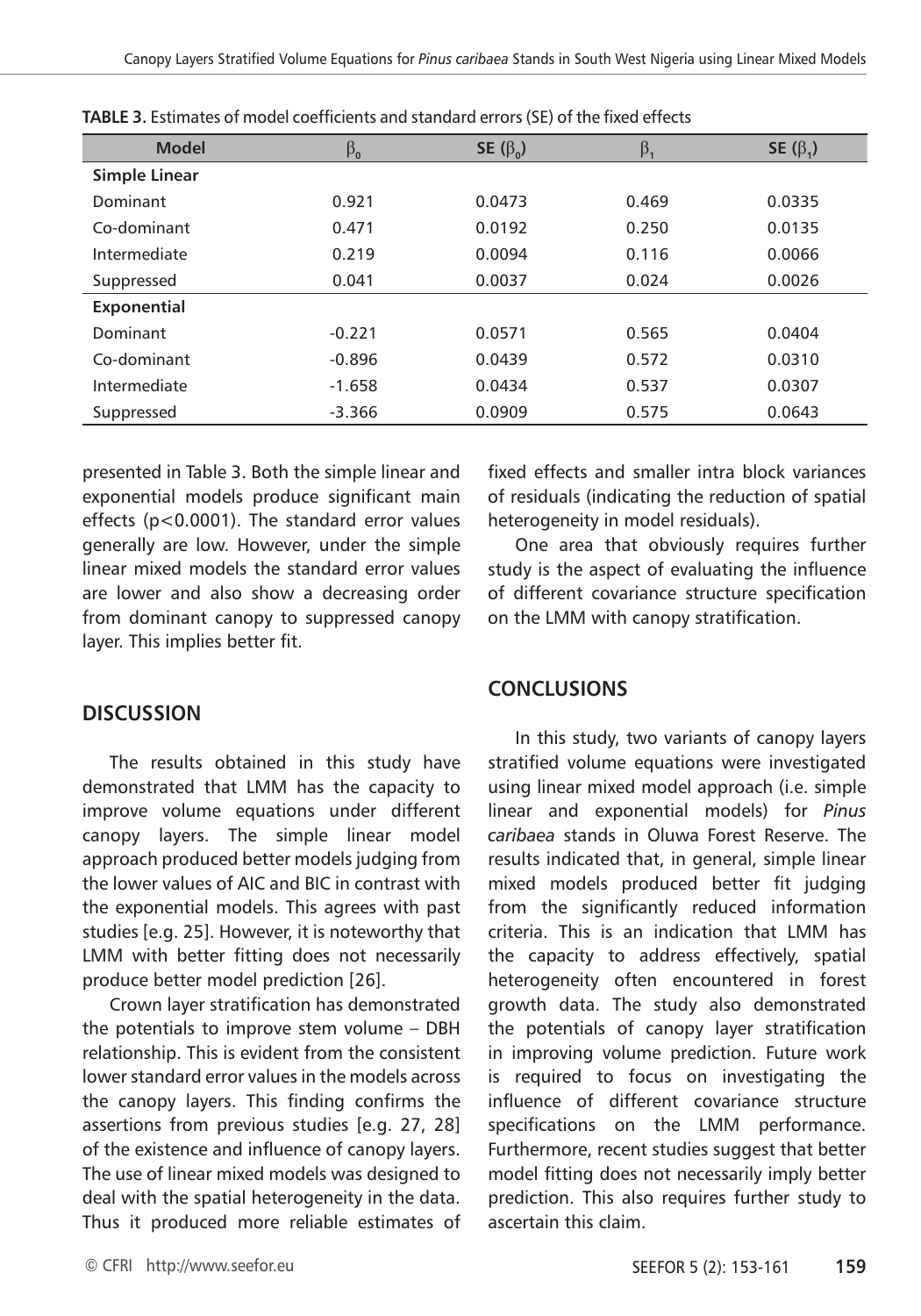**TABLE 3.** Estimates of model coefficients and standard errors (SE) of the fixed effects

| Model | $\beta_0$ | SE ($\beta_0$) | $\beta_1$ | SE ($\beta_1$) |
|---|---|---|---|---|
| **Simple Linear** | | | | |
| Dominant | 0.921 | 0.0473 | 0.469 | 0.0335 |
| Co-dominant | 0.471 | 0.0192 | 0.250 | 0.0135 |
| Intermediate | 0.219 | 0.0094 | 0.116 | 0.0066 |
| Suppressed | 0.041 | 0.0037 | 0.024 | 0.0026 |
| **Exponential** | | | | |
| Dominant | -0.221 | 0.0571 | 0.565 | 0.0404 |
| Co-dominant | -0.896 | 0.0439 | 0.572 | 0.0310 |
| Intermediate | -1.658 | 0.0434 | 0.537 | 0.0307 |
| Suppressed | -3.366 | 0.0909 | 0.575 | 0.0643 |

presented in Table 3. Both the simple linear and exponential models produce significant main effects ($p<0.0001$). The standard error values generally are low. However, under the simple linear mixed models the standard error values are lower and also show a decreasing order from dominant canopy to suppressed canopy layer. This implies better fit.

## DISCUSSION

The results obtained in this study have demonstrated that LMM has the capacity to improve volume equations under different canopy layers. The simple linear model approach produced better models judging from the lower values of AIC and BIC in contrast with the exponential models. This agrees with past studies [e.g. 25]. However, it is noteworthy that LMM with better fitting does not necessarily produce better model prediction [26].

Crown layer stratification has demonstrated the potentials to improve stem volume – DBH relationship. This is evident from the consistent lower standard error values in the models across the canopy layers. This finding confirms the assertions from previous studies [e.g. 27, 28] of the existence and influence of canopy layers. The use of linear mixed models was designed to deal with the spatial heterogeneity in the data. Thus it produced more reliable estimates of fixed effects and smaller intra block variances of residuals (indicating the reduction of spatial heterogeneity in model residuals).

One area that obviously requires further study is the aspect of evaluating the influence of different covariance structure specification on the LMM with canopy stratification.

## CONCLUSIONS

In this study, two variants of canopy layers stratified volume equations were investigated using linear mixed model approach (i.e. simple linear and exponential models) for *Pinus caribaea* stands in Oluwa Forest Reserve. The results indicated that, in general, simple linear mixed models produced better fit judging from the significantly reduced information criteria. This is an indication that LMM has the capacity to address effectively, spatial heterogeneity often encountered in forest growth data. The study also demonstrated the potentials of canopy layer stratification in improving volume prediction. Future work is required to focus on investigating the influence of different covariance structure specifications on the LMM performance. Furthermore, recent studies suggest that better model fitting does not necessarily imply better prediction. This also requires further study to ascertain this claim.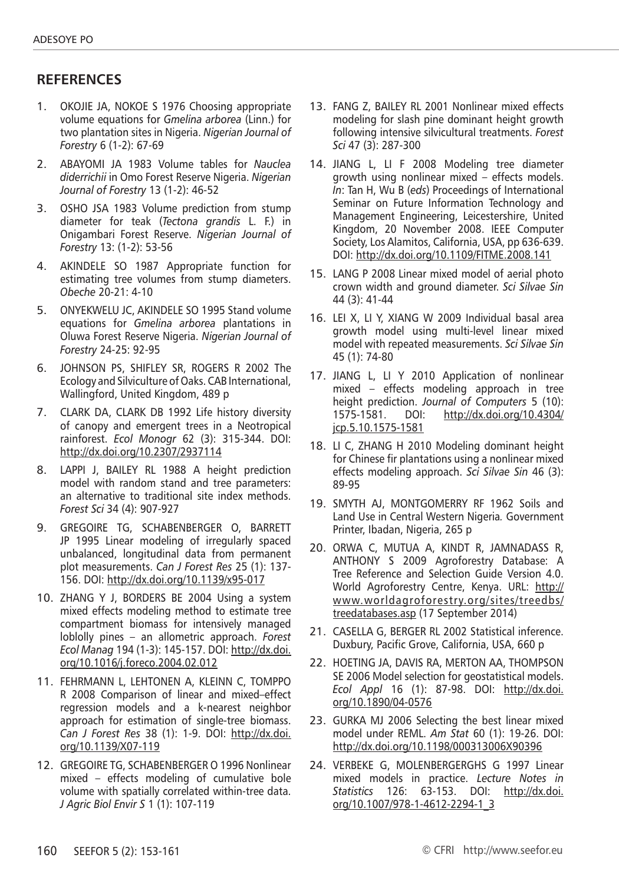## REFERENCES

1. OKOJIE JA, NOKOE S 1976 Choosing appropriate volume equations for *Gmelina arborea* (Linn.) for two plantation sites in Nigeria. *Nigerian Journal of Forestry* 6 (1-2): 67-69
2. ABAYOMI JA 1983 Volume tables for *Nauclea diderrichii* in Omo Forest Reserve Nigeria. *Nigerian Journal of Forestry* 13 (1-2): 46-52
3. OSHO JSA 1983 Volume prediction from stump diameter for teak (*Tectona grandis* L. F.) in Onigambari Forest Reserve. *Nigerian Journal of Forestry* 13: (1-2): 53-56
4. AKINDELE SO 1987 Appropriate function for estimating tree volumes from stump diameters. *Obeche* 20-21: 4-10
5. ONYEKWELU JC, AKINDELE SO 1995 Stand volume equations for *Gmelina arborea* plantations in Oluwa Forest Reserve Nigeria. *Nigerian Journal of Forestry* 24-25: 92-95
6. JOHNSON PS, SHIFLEY SR, ROGERS R 2002 The Ecology and Silviculture of Oaks. CAB International, Wallingford, United Kingdom, 489 p
7. CLARK DA, CLARK DB 1992 Life history diversity of canopy and emergent trees in a Neotropical rainforest. *Ecol Monogr* 62 (3): 315-344. DOI: http://dx.doi.org/10.2307/2937114
8. LAPPI J, BAILEY RL 1988 A height prediction model with random stand and tree parameters: an alternative to traditional site index methods. *Forest Sci* 34 (4): 907-927
9. GREGOIRE TG, SCHABENBERGER O, BARRETT JP 1995 Linear modeling of irregularly spaced unbalanced, longitudinal data from permanent plot measurements. *Can J Forest Res* 25 (1): 137-156. DOI: http://dx.doi.org/10.1139/x95-017
10. ZHANG Y J, BORDERS BE 2004 Using a system mixed effects modeling method to estimate tree compartment biomass for intensively managed loblolly pines – an allometric approach. *Forest Ecol Manag* 194 (1-3): 145-157. DOI: http://dx.doi.org/10.1016/j.foreco.2004.02.012
11. FEHRMANN L, LEHTONEN A, KLEINN C, TOMPPO R 2008 Comparison of linear and mixed–effect regression models and a k-nearest neighbor approach for estimation of single-tree biomass. *Can J Forest Res* 38 (1): 1-9. DOI: http://dx.doi.org/10.1139/X07-119
12. GREGOIRE TG, SCHABENBERGER O 1996 Nonlinear mixed – effects modeling of cumulative bole volume with spatially correlated within-tree data. *J Agric Biol Envir S* 1 (1): 107-119
13. FANG Z, BAILEY RL 2001 Nonlinear mixed effects modeling for slash pine dominant height growth following intensive silvicultural treatments. *Forest Sci* 47 (3): 287-300
14. JIANG L, LI F 2008 Modeling tree diameter growth using nonlinear mixed – effects models. *In*: Tan H, Wu B (*eds*) Proceedings of International Seminar on Future Information Technology and Management Engineering, Leicestershire, United Kingdom, 20 November 2008. IEEE Computer Society, Los Alamitos, California, USA, pp 636-639. DOI: http://dx.doi.org/10.1109/FITME.2008.141
15. LANG P 2008 Linear mixed model of aerial photo crown width and ground diameter. *Sci Silvae Sin* 44 (3): 41-44
16. LEI X, LI Y, XIANG W 2009 Individual basal area growth model using multi-level linear mixed model with repeated measurements. *Sci Silvae Sin* 45 (1): 74-80
17. JIANG L, LI Y 2010 Application of nonlinear mixed – effects modeling approach in tree height prediction. *Journal of Computers* 5 (10): 1575-1581. DOI: http://dx.doi.org/10.4304/jcp.5.10.1575-1581
18. LI C, ZHANG H 2010 Modeling dominant height for Chinese fir plantations using a nonlinear mixed effects modeling approach. *Sci Silvae Sin* 46 (3): 89-95
19. SMYTH AJ, MONTGOMERRY RF 1962 Soils and Land Use in Central Western Nigeria*.* Government Printer, Ibadan, Nigeria, 265 p
20. ORWA C, MUTUA A, KINDT R, JAMNADASS R, ANTHONY S 2009 Agroforestry Database: A Tree Reference and Selection Guide Version 4.0. World Agroforestry Centre, Kenya. URL: http://www.worldagroforestry.org/sites/treedbs/treedatabases.asp (17 September 2014)
21. CASELLA G, BERGER RL 2002 Statistical inference. Duxbury, Pacific Grove, California, USA, 660 p
22. HOETING JA, DAVIS RA, MERTON AA, THOMPSON SE 2006 Model selection for geostatistical models. *Ecol Appl* 16 (1): 87-98. DOI: http://dx.doi.org/10.1890/04-0576
23. GURKA MJ 2006 Selecting the best linear mixed model under REML. *Am Stat* 60 (1): 19-26. DOI: http://dx.doi.org/10.1198/000313006X90396
24. VERBEKE G, MOLENBERGERGHS G 1997 Linear mixed models in practice. *Lecture Notes in Statistics* 126: 63-153. DOI: http://dx.doi.org/10.1007/978-1-4612-2294-1_3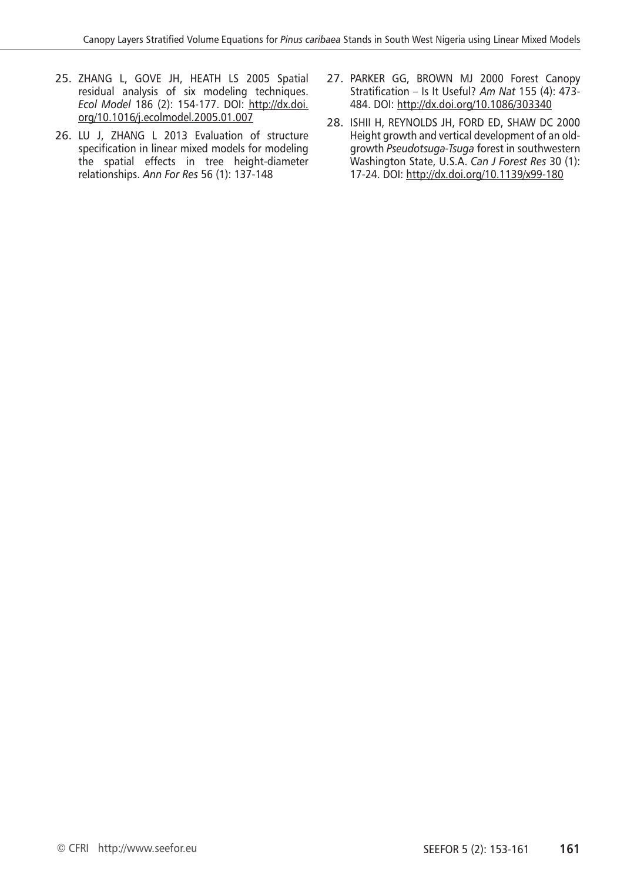25. ZHANG L, GOVE JH, HEATH LS 2005 Spatial residual analysis of six modeling techniques. *Ecol Model* 186 (2): 154-177. DOI: http://dx.doi.org/10.1016/j.ecolmodel.2005.01.007

26. LU J, ZHANG L 2013 Evaluation of structure specification in linear mixed models for modeling the spatial effects in tree height-diameter relationships. *Ann For Res* 56 (1): 137-148

27. PARKER GG, BROWN MJ 2000 Forest Canopy Stratification – Is It Useful? *Am Nat* 155 (4): 473-484. DOI: http://dx.doi.org/10.1086/303340

28. ISHII H, REYNOLDS JH, FORD ED, SHAW DC 2000 Height growth and vertical development of an old-growth *Pseudotsuga-Tsuga* forest in southwestern Washington State, U.S.A. *Can J Forest Res* 30 (1): 17-24. DOI: http://dx.doi.org/10.1139/x99-180